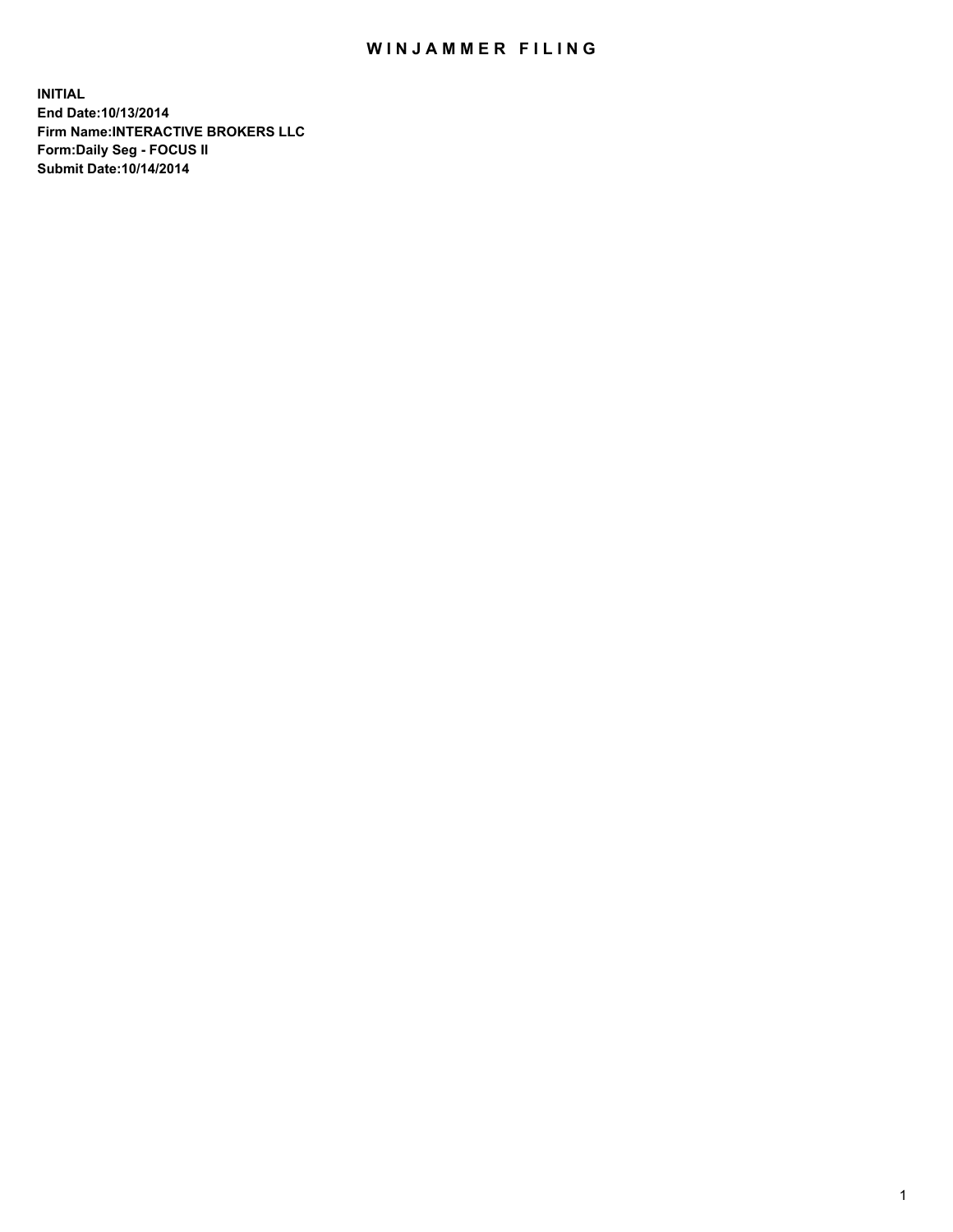# WINJAMMER FILING

**INITIAL**
**End Date:10/13/2014**
**Firm Name:INTERACTIVE BROKERS LLC**
**Form:Daily Seg - FOCUS II**
**Submit Date:10/14/2014**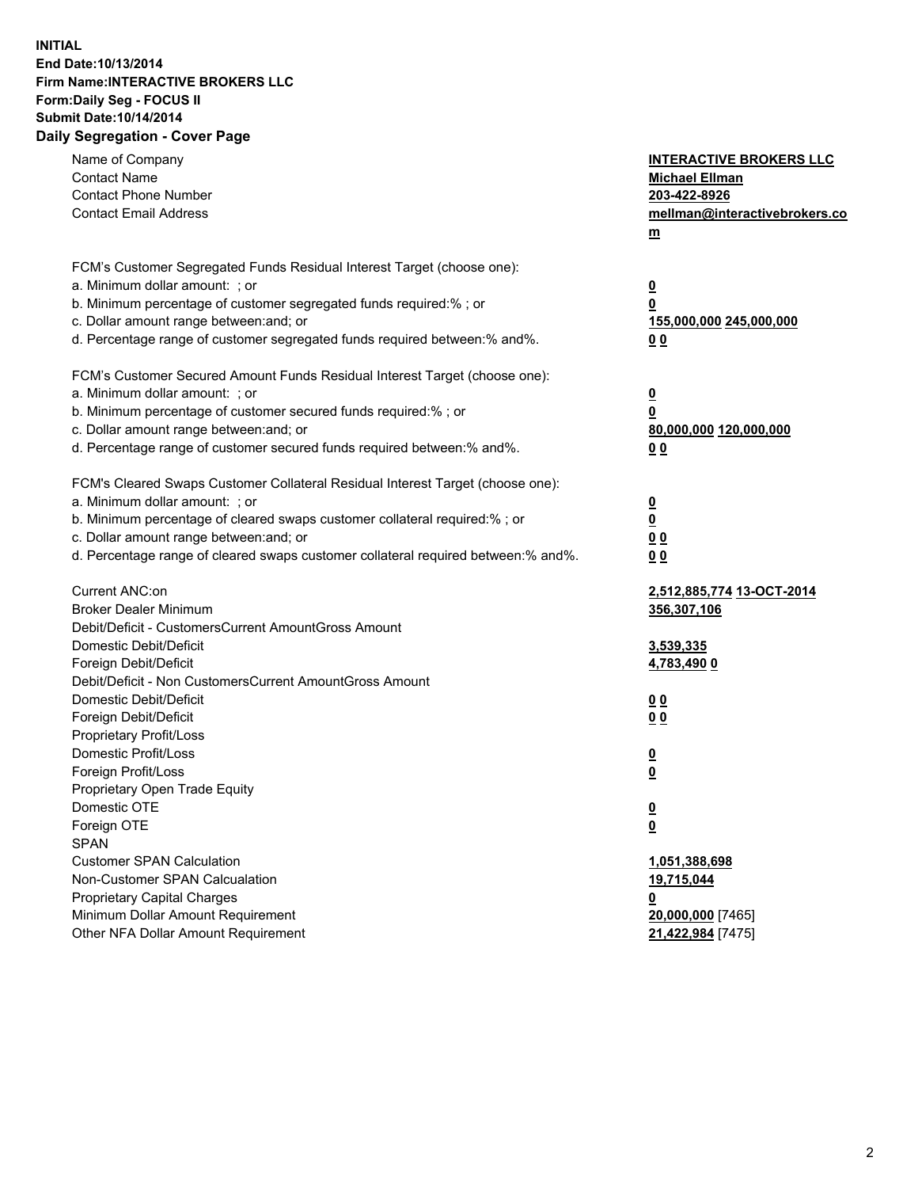**INITIAL**
**End Date:10/13/2014**
**Firm Name:INTERACTIVE BROKERS LLC**
**Form:Daily Seg - FOCUS II**
**Submit Date:10/14/2014**

## Daily Segregation - Cover Page

| | |
|---|---|
| Name of Company | **INTERACTIVE BROKERS LLC** |
| Contact Name | **Michael Ellman** |
| Contact Phone Number | **203-422-8926** |
| Contact Email Address | **mellman@interactivebrokers.com** |
| FCM's Customer Segregated Funds Residual Interest Target (choose one): | |
| a. Minimum dollar amount: ; or | **0** |
| b. Minimum percentage of customer segregated funds required:% ; or | **0** |
| c. Dollar amount range between:and; or | **155,000,000 245,000,000** |
| d. Percentage range of customer segregated funds required between:% and%. | **0 0** |
| FCM's Customer Secured Amount Funds Residual Interest Target (choose one): | |
| a. Minimum dollar amount: ; or | **0** |
| b. Minimum percentage of customer secured funds required:% ; or | **0** |
| c. Dollar amount range between:and; or | **80,000,000 120,000,000** |
| d. Percentage range of customer secured funds required between:% and%. | **0 0** |
| FCM's Cleared Swaps Customer Collateral Residual Interest Target (choose one): | |
| a. Minimum dollar amount: ; or | **0** |
| b. Minimum percentage of cleared swaps customer collateral required:% ; or | **0** |
| c. Dollar amount range between:and; or | **0 0** |
| d. Percentage range of cleared swaps customer collateral required between:% and%. | **0 0** |
| Current ANC:on | **2,512,885,774 13-OCT-2014** |
| Broker Dealer Minimum | **356,307,106** |
| Debit/Deficit - CustomersCurrent AmountGross Amount | |
| Domestic Debit/Deficit | **3,539,335** |
| Foreign Debit/Deficit | **4,783,490 0** |
| Debit/Deficit - Non CustomersCurrent AmountGross Amount | |
| Domestic Debit/Deficit | **0 0** |
| Foreign Debit/Deficit | **0 0** |
| Proprietary Profit/Loss | |
| Domestic Profit/Loss | **0** |
| Foreign Profit/Loss | **0** |
| Proprietary Open Trade Equity | |
| Domestic OTE | **0** |
| Foreign OTE | **0** |
| SPAN | |
| Customer SPAN Calculation | **1,051,388,698** |
| Non-Customer SPAN Calcualation | **19,715,044** |
| Proprietary Capital Charges | **0** |
| Minimum Dollar Amount Requirement | **20,000,000** [7465] |
| Other NFA Dollar Amount Requirement | **21,422,984** [7475] |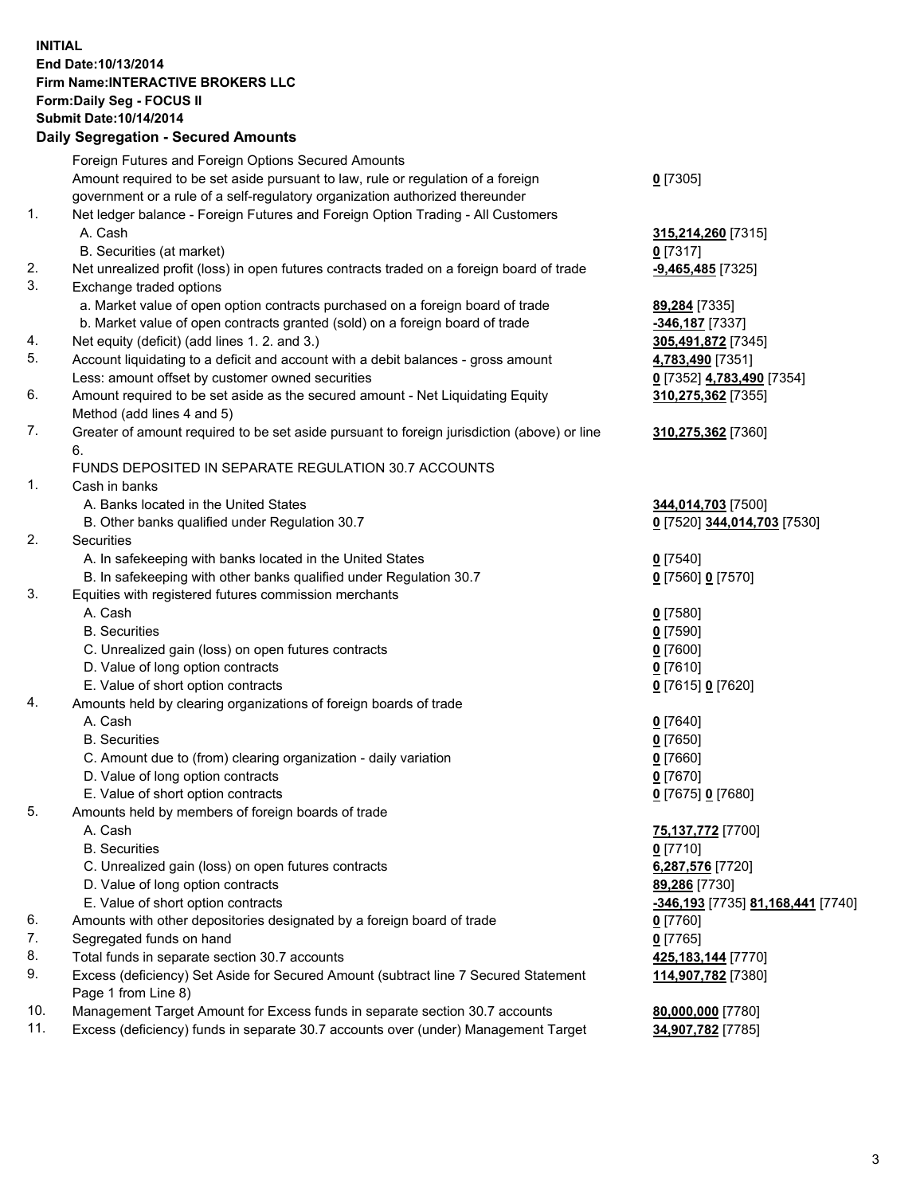**INITIAL**
**End Date:10/13/2014**
**Firm Name:INTERACTIVE BROKERS LLC**
**Form:Daily Seg - FOCUS II**
**Submit Date:10/14/2014**

## Daily Segregation - Secured Amounts

| | | |
|---|---|---|
| | Foreign Futures and Foreign Options Secured Amounts | |
| | Amount required to be set aside pursuant to law, rule or regulation of a foreign government or a rule of a self-regulatory organization authorized thereunder | **0** [7305] |
| 1. | Net ledger balance - Foreign Futures and Foreign Option Trading - All Customers | |
| | A. Cash | **315,214,260** [7315] |
| | B. Securities (at market) | **0** [7317] |
| 2. | Net unrealized profit (loss) in open futures contracts traded on a foreign board of trade | **-9,465,485** [7325] |
| 3. | Exchange traded options | |
| | a. Market value of open option contracts purchased on a foreign board of trade | **89,284** [7335] |
| | b. Market value of open contracts granted (sold) on a foreign board of trade | **-346,187** [7337] |
| 4. | Net equity (deficit) (add lines 1. 2. and 3.) | **305,491,872** [7345] |
| 5. | Account liquidating to a deficit and account with a debit balances - gross amount | **4,783,490** [7351] |
| | Less: amount offset by customer owned securities | **0** [7352] **4,783,490** [7354] |
| 6. | Amount required to be set aside as the secured amount - Net Liquidating Equity Method (add lines 4 and 5) | **310,275,362** [7355] |
| 7. | Greater of amount required to be set aside pursuant to foreign jurisdiction (above) or line 6. | **310,275,362** [7360] |
| | FUNDS DEPOSITED IN SEPARATE REGULATION 30.7 ACCOUNTS | |
| 1. | Cash in banks | |
| | A. Banks located in the United States | **344,014,703** [7500] |
| | B. Other banks qualified under Regulation 30.7 | **0** [7520] **344,014,703** [7530] |
| 2. | Securities | |
| | A. In safekeeping with banks located in the United States | **0** [7540] |
| | B. In safekeeping with other banks qualified under Regulation 30.7 | **0** [7560] **0** [7570] |
| 3. | Equities with registered futures commission merchants | |
| | A. Cash | **0** [7580] |
| | B. Securities | **0** [7590] |
| | C. Unrealized gain (loss) on open futures contracts | **0** [7600] |
| | D. Value of long option contracts | **0** [7610] |
| | E. Value of short option contracts | **0** [7615] **0** [7620] |
| 4. | Amounts held by clearing organizations of foreign boards of trade | |
| | A. Cash | **0** [7640] |
| | B. Securities | **0** [7650] |
| | C. Amount due to (from) clearing organization - daily variation | **0** [7660] |
| | D. Value of long option contracts | **0** [7670] |
| | E. Value of short option contracts | **0** [7675] **0** [7680] |
| 5. | Amounts held by members of foreign boards of trade | |
| | A. Cash | **75,137,772** [7700] |
| | B. Securities | **0** [7710] |
| | C. Unrealized gain (loss) on open futures contracts | **6,287,576** [7720] |
| | D. Value of long option contracts | **89,286** [7730] |
| | E. Value of short option contracts | **-346,193** [7735] **81,168,441** [7740] |
| 6. | Amounts with other depositories designated by a foreign board of trade | **0** [7760] |
| 7. | Segregated funds on hand | **0** [7765] |
| 8. | Total funds in separate section 30.7 accounts | **425,183,144** [7770] |
| 9. | Excess (deficiency) Set Aside for Secured Amount (subtract line 7 Secured Statement Page 1 from Line 8) | **114,907,782** [7380] |
| 10. | Management Target Amount for Excess funds in separate section 30.7 accounts | **80,000,000** [7780] |
| 11. | Excess (deficiency) funds in separate 30.7 accounts over (under) Management Target | **34,907,782** [7785] |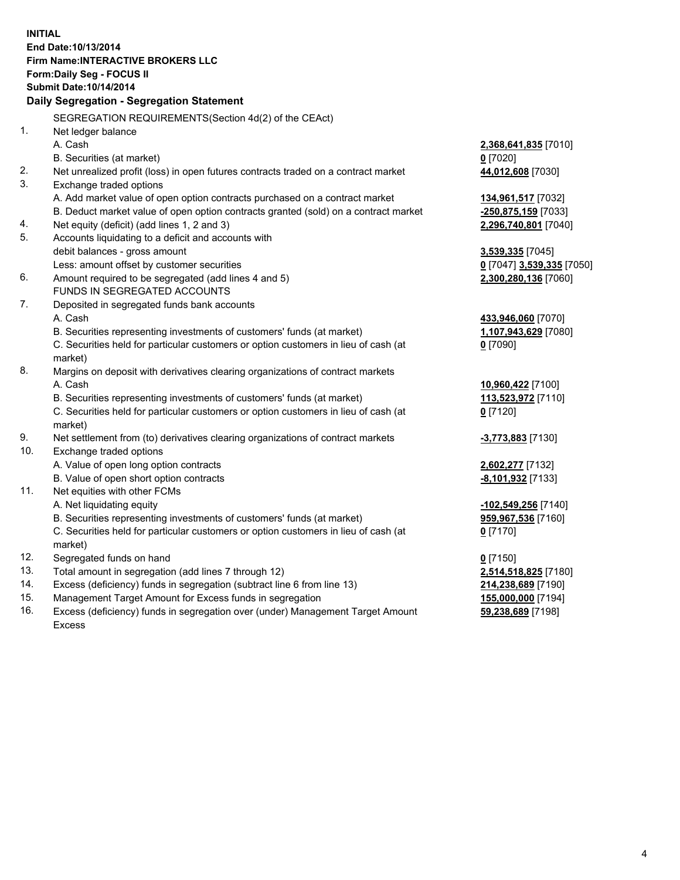**INITIAL**
**End Date:10/13/2014**
**Firm Name:INTERACTIVE BROKERS LLC**
**Form:Daily Seg - FOCUS II**
**Submit Date:10/14/2014**

## Daily Segregation - Segregation Statement

SEGREGATION REQUIREMENTS(Section 4d(2) of the CEAct)

| | | |
|---|---|---|
| 1. | Net ledger balance | |
| | A. Cash | **2,368,641,835** [7010] |
| | B. Securities (at market) | **0** [7020] |
| 2. | Net unrealized profit (loss) in open futures contracts traded on a contract market | **44,012,608** [7030] |
| 3. | Exchange traded options | |
| | A. Add market value of open option contracts purchased on a contract market | **134,961,517** [7032] |
| | B. Deduct market value of open option contracts granted (sold) on a contract market | **-250,875,159** [7033] |
| 4. | Net equity (deficit) (add lines 1, 2 and 3) | **2,296,740,801** [7040] |
| 5. | Accounts liquidating to a deficit and accounts with debit balances - gross amount | **3,539,335** [7045] |
| | Less: amount offset by customer securities | **0** [7047] **3,539,335** [7050] |
| 6. | Amount required to be segregated (add lines 4 and 5) | **2,300,280,136** [7060] |
| | FUNDS IN SEGREGATED ACCOUNTS | |
| 7. | Deposited in segregated funds bank accounts | |
| | A. Cash | **433,946,060** [7070] |
| | B. Securities representing investments of customers' funds (at market) | **1,107,943,629** [7080] |
| | C. Securities held for particular customers or option customers in lieu of cash (at market) | **0** [7090] |
| 8. | Margins on deposit with derivatives clearing organizations of contract markets | |
| | A. Cash | **10,960,422** [7100] |
| | B. Securities representing investments of customers' funds (at market) | **113,523,972** [7110] |
| | C. Securities held for particular customers or option customers in lieu of cash (at market) | **0** [7120] |
| 9. | Net settlement from (to) derivatives clearing organizations of contract markets | **-3,773,883** [7130] |
| 10. | Exchange traded options | |
| | A. Value of open long option contracts | **2,602,277** [7132] |
| | B. Value of open short option contracts | **-8,101,932** [7133] |
| 11. | Net equities with other FCMs | |
| | A. Net liquidating equity | **-102,549,256** [7140] |
| | B. Securities representing investments of customers' funds (at market) | **959,967,536** [7160] |
| | C. Securities held for particular customers or option customers in lieu of cash (at market) | **0** [7170] |
| 12. | Segregated funds on hand | **0** [7150] |
| 13. | Total amount in segregation (add lines 7 through 12) | **2,514,518,825** [7180] |
| 14. | Excess (deficiency) funds in segregation (subtract line 6 from line 13) | **214,238,689** [7190] |
| 15. | Management Target Amount for Excess funds in segregation | **155,000,000** [7194] |
| 16. | Excess (deficiency) funds in segregation over (under) Management Target Amount Excess | **59,238,689** [7198] |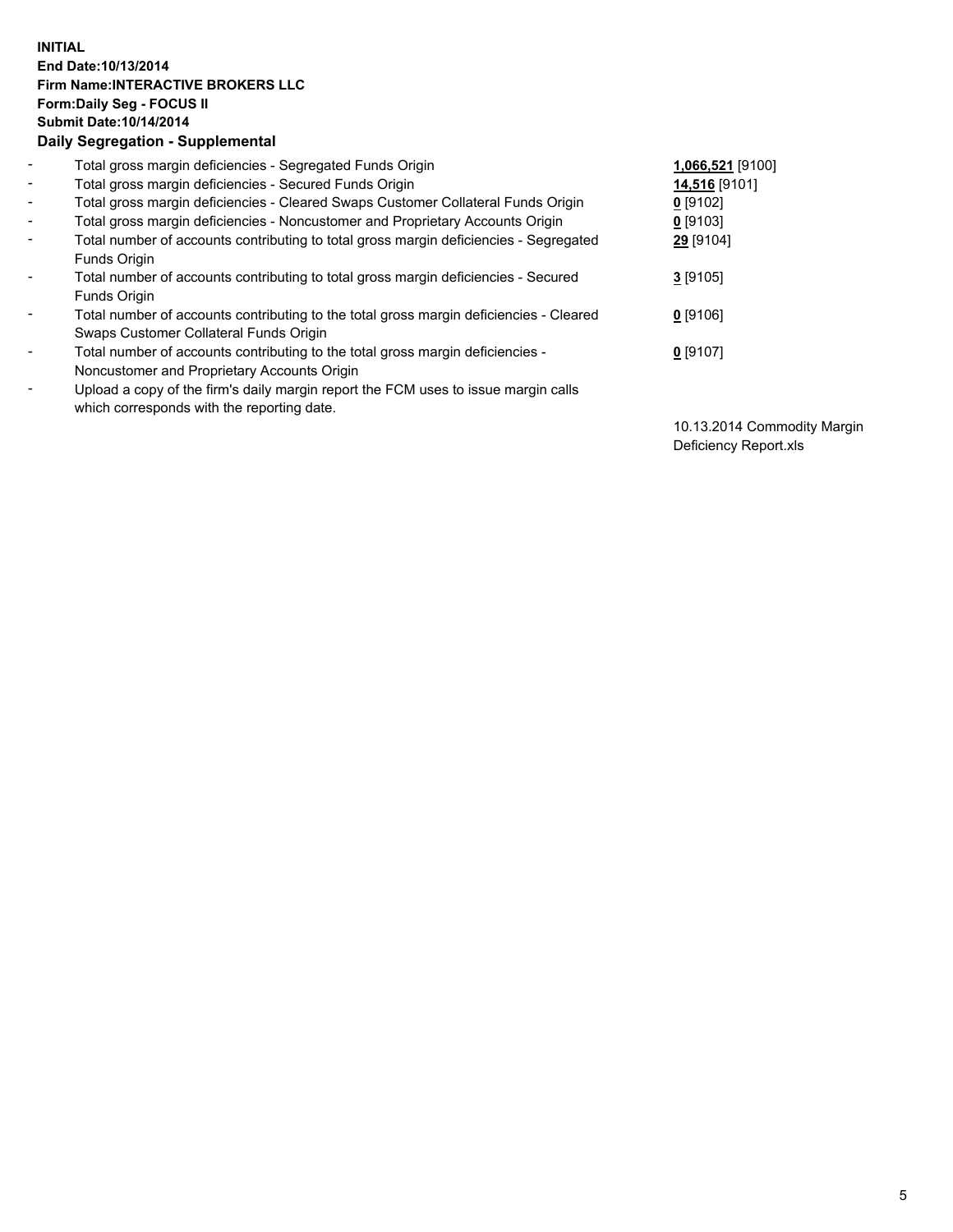**INITIAL**
**End Date:10/13/2014**
**Firm Name:INTERACTIVE BROKERS LLC**
**Form:Daily Seg - FOCUS II**
**Submit Date:10/14/2014**

**Daily Segregation - Supplemental**

| | | |
|---|---|---|
| - | Total gross margin deficiencies - Segregated Funds Origin | **1,066,521** [9100] |
| - | Total gross margin deficiencies - Secured Funds Origin | **14,516** [9101] |
| - | Total gross margin deficiencies - Cleared Swaps Customer Collateral Funds Origin | **0** [9102] |
| - | Total gross margin deficiencies - Noncustomer and Proprietary Accounts Origin | **0** [9103] |
| - | Total number of accounts contributing to total gross margin deficiencies - Segregated Funds Origin | **29** [9104] |
| - | Total number of accounts contributing to total gross margin deficiencies - Secured Funds Origin | **3** [9105] |
| - | Total number of accounts contributing to the total gross margin deficiencies - Cleared Swaps Customer Collateral Funds Origin | **0** [9106] |
| - | Total number of accounts contributing to the total gross margin deficiencies - Noncustomer and Proprietary Accounts Origin | **0** [9107] |
| - | Upload a copy of the firm's daily margin report the FCM uses to issue margin calls which corresponds with the reporting date. | 10.13.2014 Commodity Margin Deficiency Report.xls |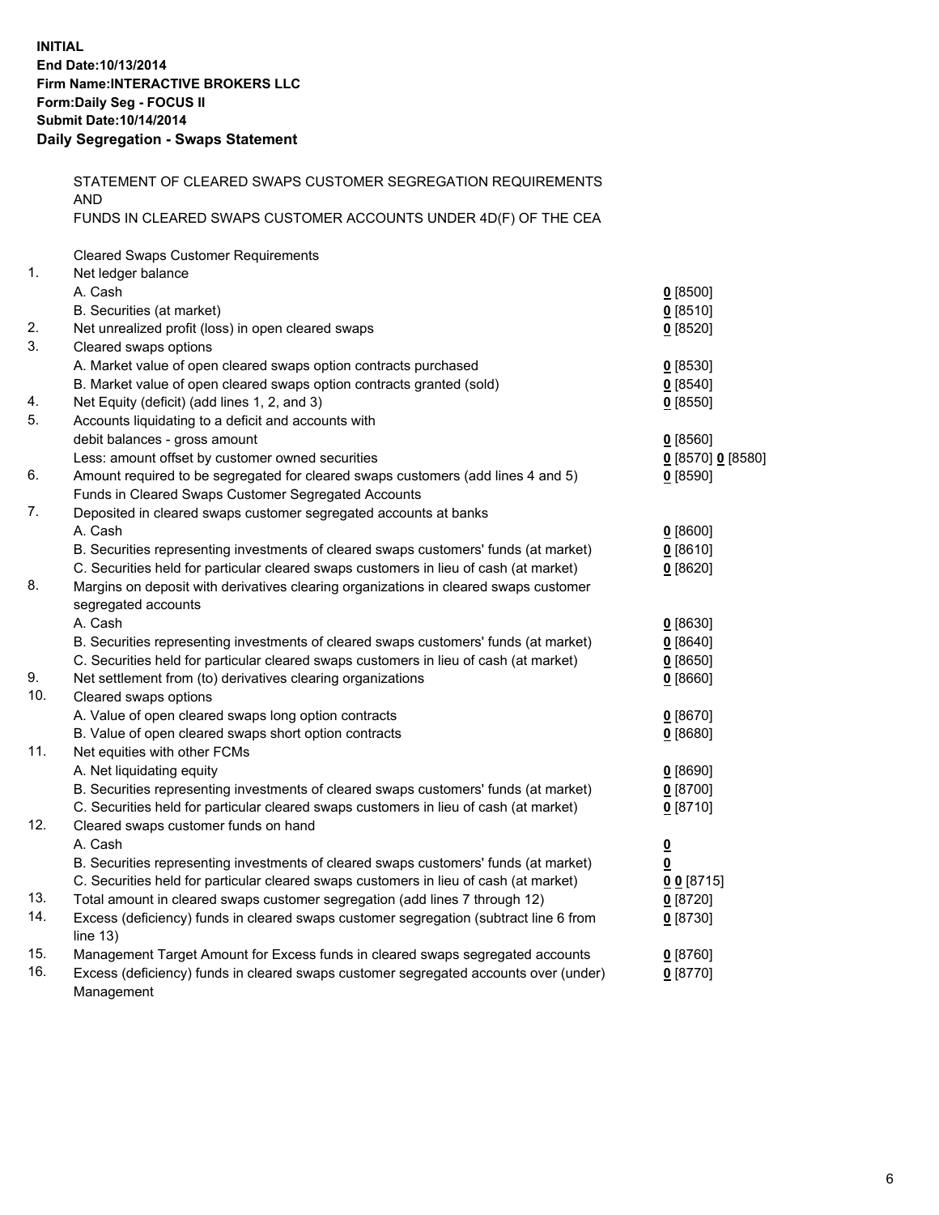**INITIAL**
**End Date:10/13/2014**
**Firm Name:INTERACTIVE BROKERS LLC**
**Form:Daily Seg - FOCUS II**
**Submit Date:10/14/2014**
**Daily Segregation - Swaps Statement**

STATEMENT OF CLEARED SWAPS CUSTOMER SEGREGATION REQUIREMENTS AND FUNDS IN CLEARED SWAPS CUSTOMER ACCOUNTS UNDER 4D(F) OF THE CEA

| | | |
|---|---|---|
| | Cleared Swaps Customer Requirements | |
| 1. | Net ledger balance | |
| | A. Cash | 0 [8500] |
| | B. Securities (at market) | 0 [8510] |
| 2. | Net unrealized profit (loss) in open cleared swaps | 0 [8520] |
| 3. | Cleared swaps options | |
| | A. Market value of open cleared swaps option contracts purchased | 0 [8530] |
| | B. Market value of open cleared swaps option contracts granted (sold) | 0 [8540] |
| 4. | Net Equity (deficit) (add lines 1, 2, and 3) | 0 [8550] |
| 5. | Accounts liquidating to a deficit and accounts with debit balances - gross amount | 0 [8560] |
| | Less: amount offset by customer owned securities | 0 [8570] 0 [8580] |
| 6. | Amount required to be segregated for cleared swaps customers (add lines 4 and 5) | 0 [8590] |
| | Funds in Cleared Swaps Customer Segregated Accounts | |
| 7. | Deposited in cleared swaps customer segregated accounts at banks | |
| | A. Cash | 0 [8600] |
| | B. Securities representing investments of cleared swaps customers' funds (at market) | 0 [8610] |
| | C. Securities held for particular cleared swaps customers in lieu of cash (at market) | 0 [8620] |
| 8. | Margins on deposit with derivatives clearing organizations in cleared swaps customer segregated accounts | |
| | A. Cash | 0 [8630] |
| | B. Securities representing investments of cleared swaps customers' funds (at market) | 0 [8640] |
| | C. Securities held for particular cleared swaps customers in lieu of cash (at market) | 0 [8650] |
| 9. | Net settlement from (to) derivatives clearing organizations | 0 [8660] |
| 10. | Cleared swaps options | |
| | A. Value of open cleared swaps long option contracts | 0 [8670] |
| | B. Value of open cleared swaps short option contracts | 0 [8680] |
| 11. | Net equities with other FCMs | |
| | A. Net liquidating equity | 0 [8690] |
| | B. Securities representing investments of cleared swaps customers' funds (at market) | 0 [8700] |
| | C. Securities held for particular cleared swaps customers in lieu of cash (at market) | 0 [8710] |
| 12. | Cleared swaps customer funds on hand | |
| | A. Cash | 0 |
| | B. Securities representing investments of cleared swaps customers' funds (at market) | 0 |
| | C. Securities held for particular cleared swaps customers in lieu of cash (at market) | 0 0 [8715] |
| 13. | Total amount in cleared swaps customer segregation (add lines 7 through 12) | 0 [8720] |
| 14. | Excess (deficiency) funds in cleared swaps customer segregation (subtract line 6 from line 13) | 0 [8730] |
| 15. | Management Target Amount for Excess funds in cleared swaps segregated accounts | 0 [8760] |
| 16. | Excess (deficiency) funds in cleared swaps customer segregated accounts over (under) Management | 0 [8770] |